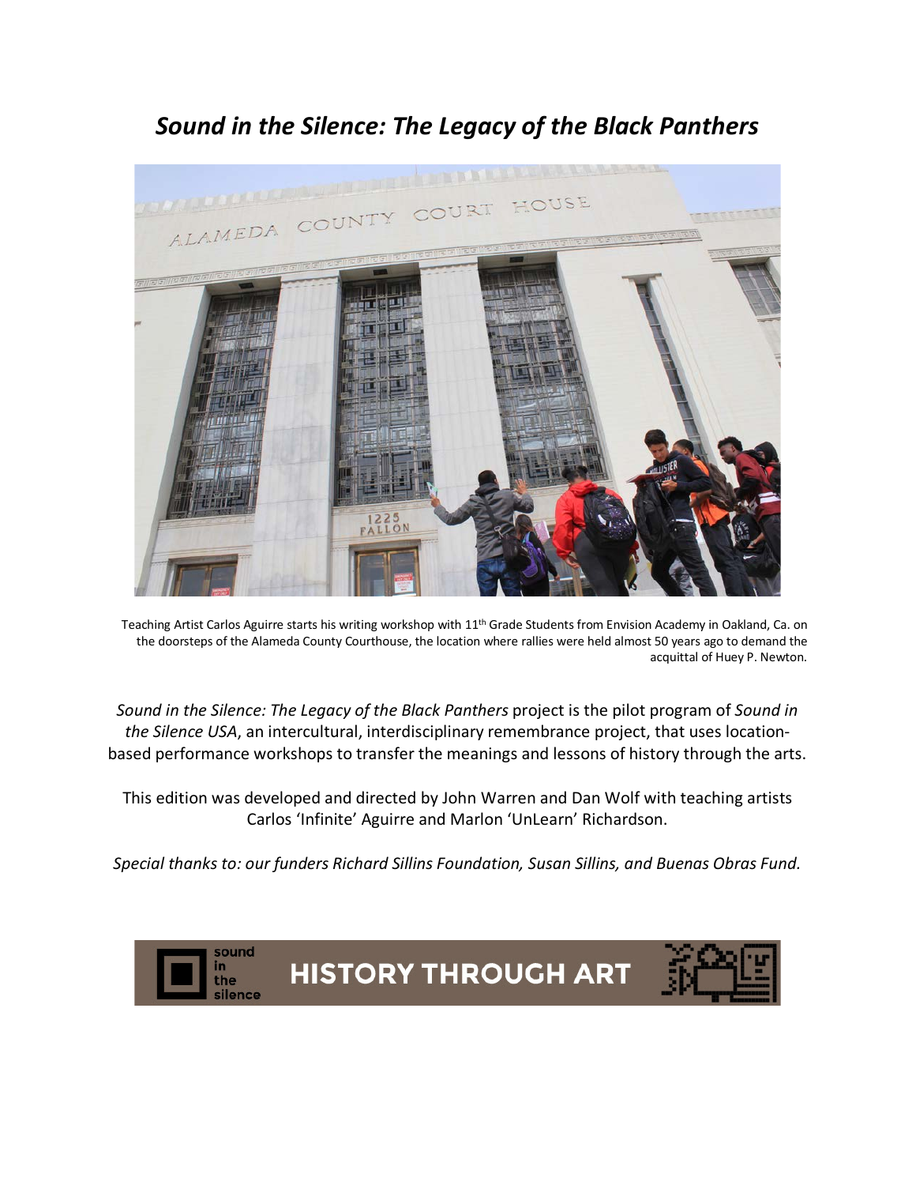# *Sound in the Silence: The Legacy of the Black Panthers*

Teaching Artist Carlos Aguirre starts his writing workshop with 11th Grade Students from Envision Academy in Oakland, Ca. on the doorsteps of the Alameda County Courthouse, the location where rallies were held almost 50 years ago to demand the acquittal of Huey P. Newton.

*Sound in the Silence: The Legacy of the Black Panthers* project is the pilot program of *Sound in the Silence USA*, an intercultural, interdisciplinary remembrance project, that uses location-based performance workshops to transfer the meanings and lessons of history through the arts.

This edition was developed and directed by John Warren and Dan Wolf with teaching artists Carlos 'Infinite' Aguirre and Marlon 'UnLearn' Richardson.

*Special thanks to: our funders Richard Sillins Foundation, Susan Sillins, and Buenas Obras Fund.*

sound in the silence **HISTORY THROUGH ART**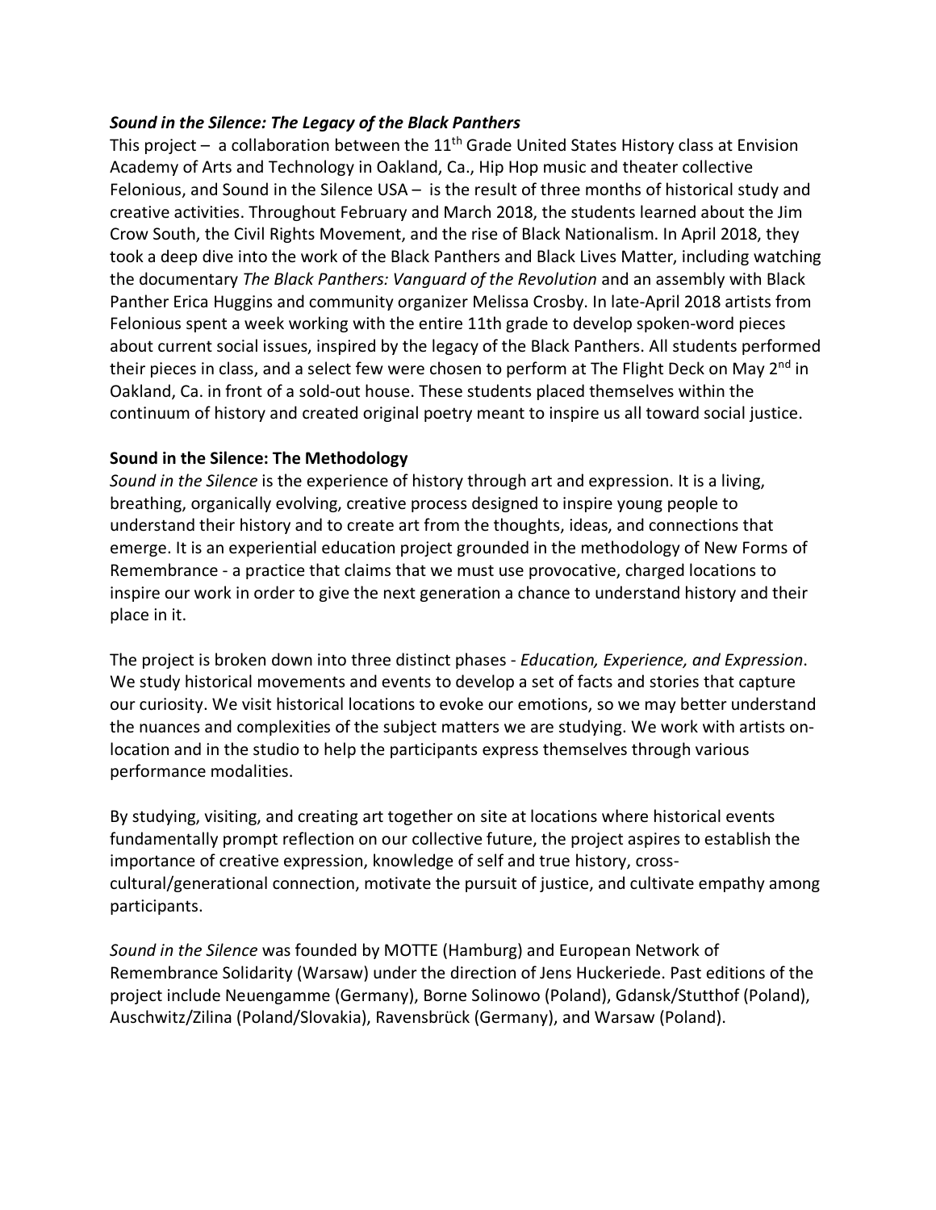### ***Sound in the Silence: The Legacy of the Black Panthers***

This project – a collaboration between the 11th Grade United States History class at Envision Academy of Arts and Technology in Oakland, Ca., Hip Hop music and theater collective Felonious, and Sound in the Silence USA – is the result of three months of historical study and creative activities. Throughout February and March 2018, the students learned about the Jim Crow South, the Civil Rights Movement, and the rise of Black Nationalism. In April 2018, they took a deep dive into the work of the Black Panthers and Black Lives Matter, including watching the documentary *The Black Panthers: Vanguard of the Revolution* and an assembly with Black Panther Erica Huggins and community organizer Melissa Crosby. In late-April 2018 artists from Felonious spent a week working with the entire 11th grade to develop spoken-word pieces about current social issues, inspired by the legacy of the Black Panthers. All students performed their pieces in class, and a select few were chosen to perform at The Flight Deck on May 2nd in Oakland, Ca. in front of a sold-out house. These students placed themselves within the continuum of history and created original poetry meant to inspire us all toward social justice.

### **Sound in the Silence: The Methodology**

*Sound in the Silence* is the experience of history through art and expression. It is a living, breathing, organically evolving, creative process designed to inspire young people to understand their history and to create art from the thoughts, ideas, and connections that emerge. It is an experiential education project grounded in the methodology of New Forms of Remembrance - a practice that claims that we must use provocative, charged locations to inspire our work in order to give the next generation a chance to understand history and their place in it.

The project is broken down into three distinct phases - *Education, Experience, and Expression*. We study historical movements and events to develop a set of facts and stories that capture our curiosity. We visit historical locations to evoke our emotions, so we may better understand the nuances and complexities of the subject matters we are studying. We work with artists on-location and in the studio to help the participants express themselves through various performance modalities.

By studying, visiting, and creating art together on site at locations where historical events fundamentally prompt reflection on our collective future, the project aspires to establish the importance of creative expression, knowledge of self and true history, cross-cultural/generational connection, motivate the pursuit of justice, and cultivate empathy among participants.

*Sound in the Silence* was founded by MOTTE (Hamburg) and European Network of Remembrance Solidarity (Warsaw) under the direction of Jens Huckeriede. Past editions of the project include Neuengamme (Germany), Borne Solinowo (Poland), Gdansk/Stutthof (Poland), Auschwitz/Zilina (Poland/Slovakia), Ravensbrück (Germany), and Warsaw (Poland).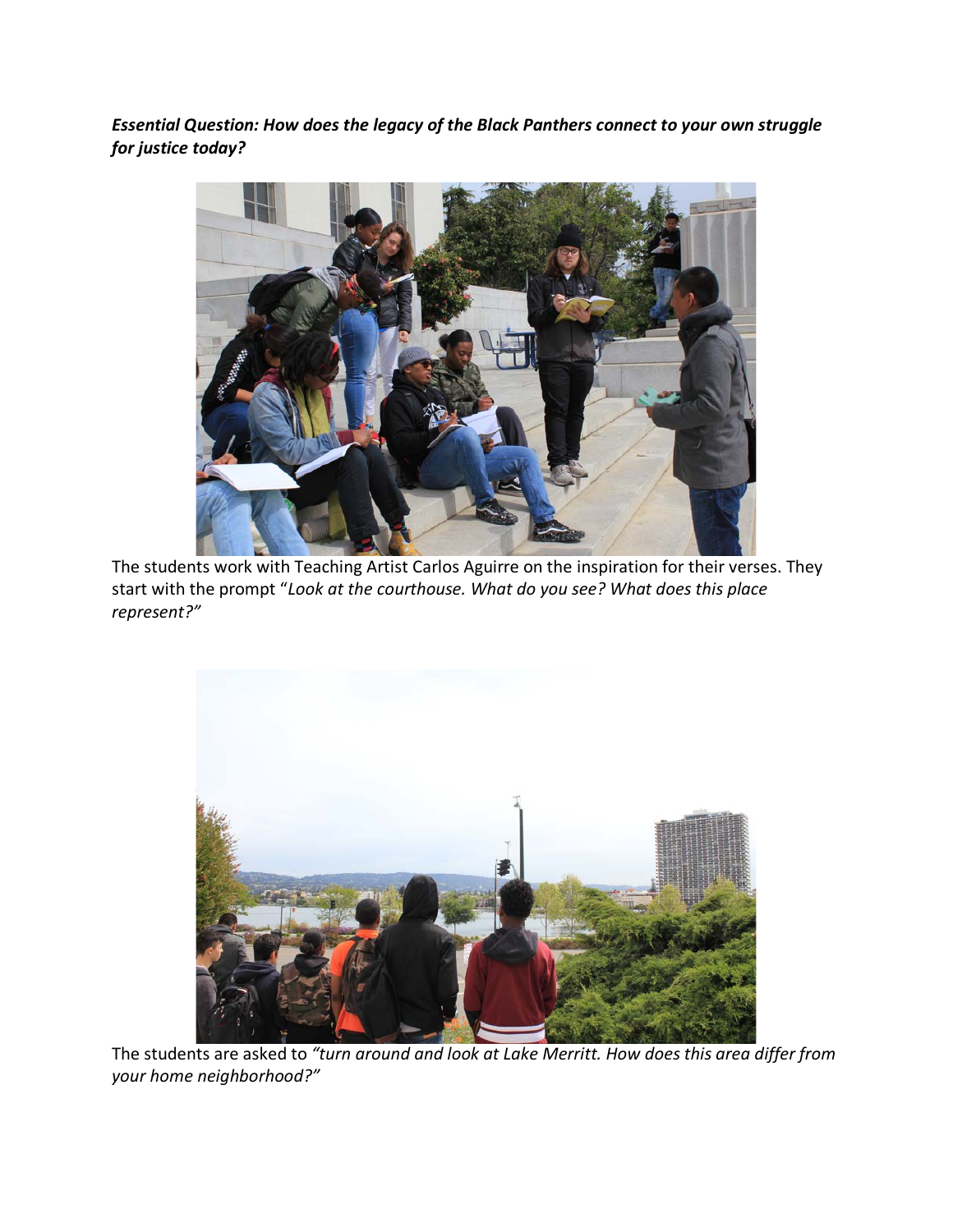***Essential Question: How does the legacy of the Black Panthers connect to your own struggle for justice today?***

The students work with Teaching Artist Carlos Aguirre on the inspiration for their verses. They start with the prompt "*Look at the courthouse. What do you see? What does this place represent?"*

The students are asked to *"turn around and look at Lake Merritt. How does this area differ from your home neighborhood?"*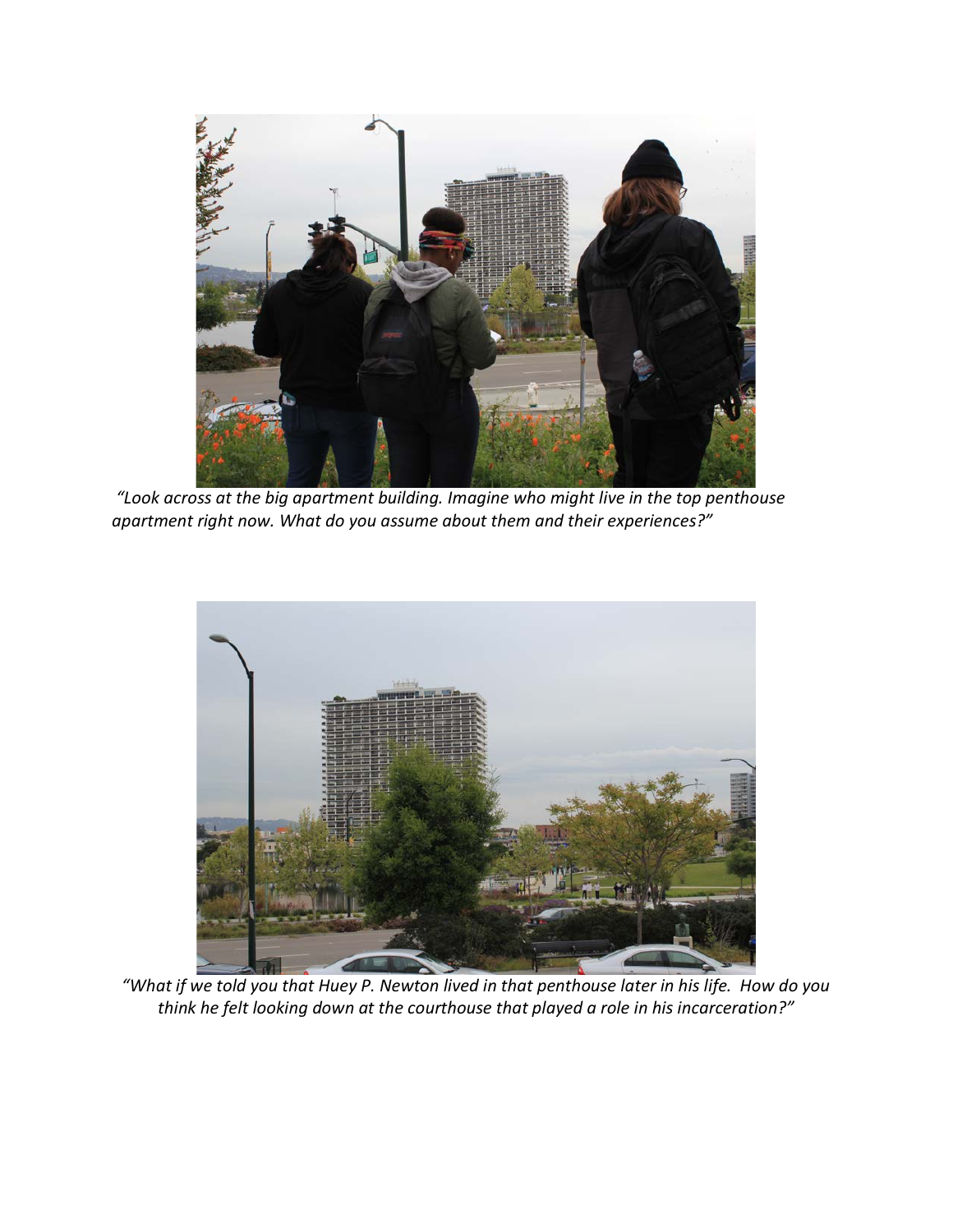*"Look across at the big apartment building. Imagine who might live in the top penthouse apartment right now. What do you assume about them and their experiences?"*

*"What if we told you that Huey P. Newton lived in that penthouse later in his life. How do you think he felt looking down at the courthouse that played a role in his incarceration?"*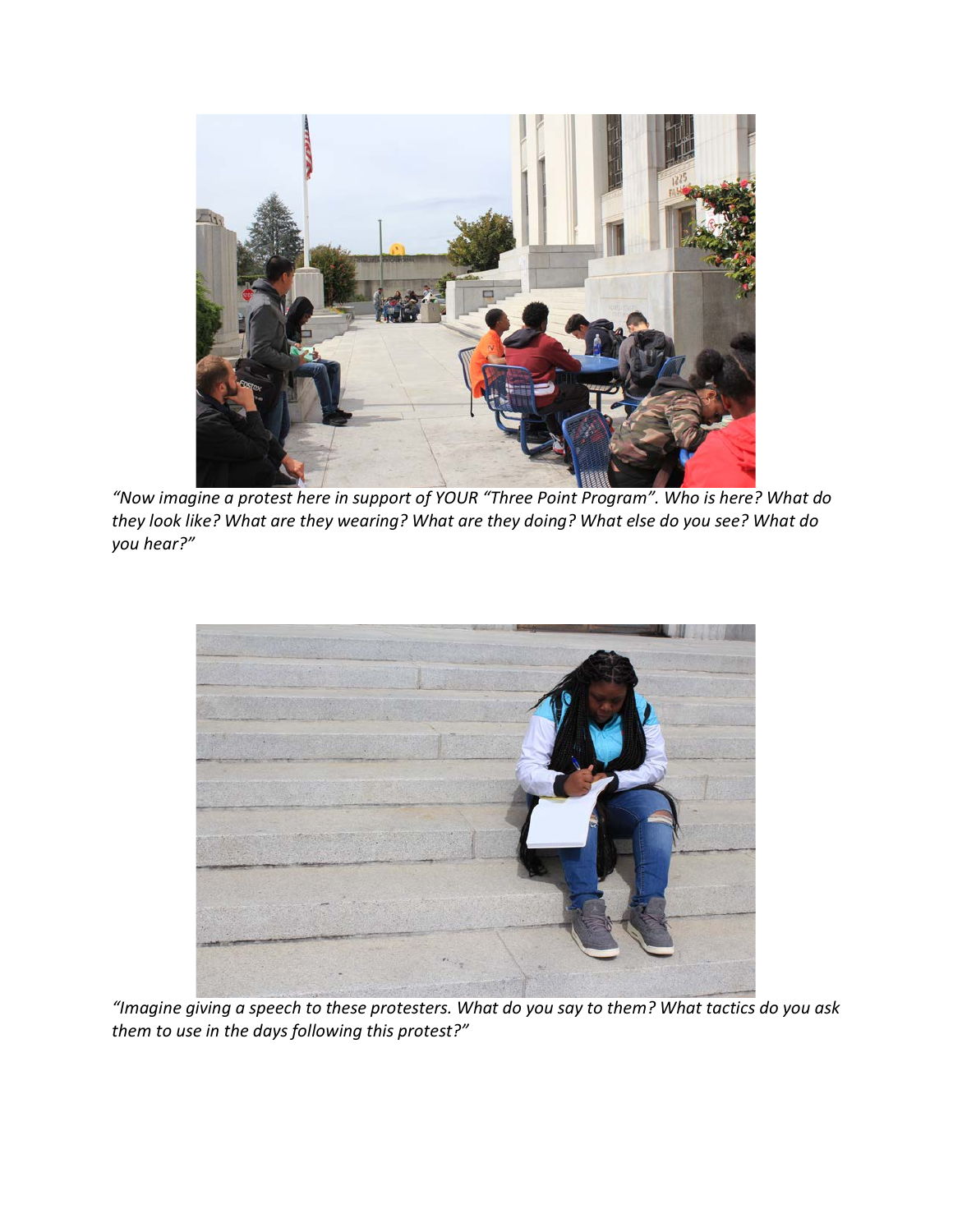*"Now imagine a protest here in support of YOUR "Three Point Program". Who is here? What do they look like? What are they wearing? What are they doing? What else do you see? What do you hear?"*

*"Imagine giving a speech to these protesters. What do you say to them? What tactics do you ask them to use in the days following this protest?"*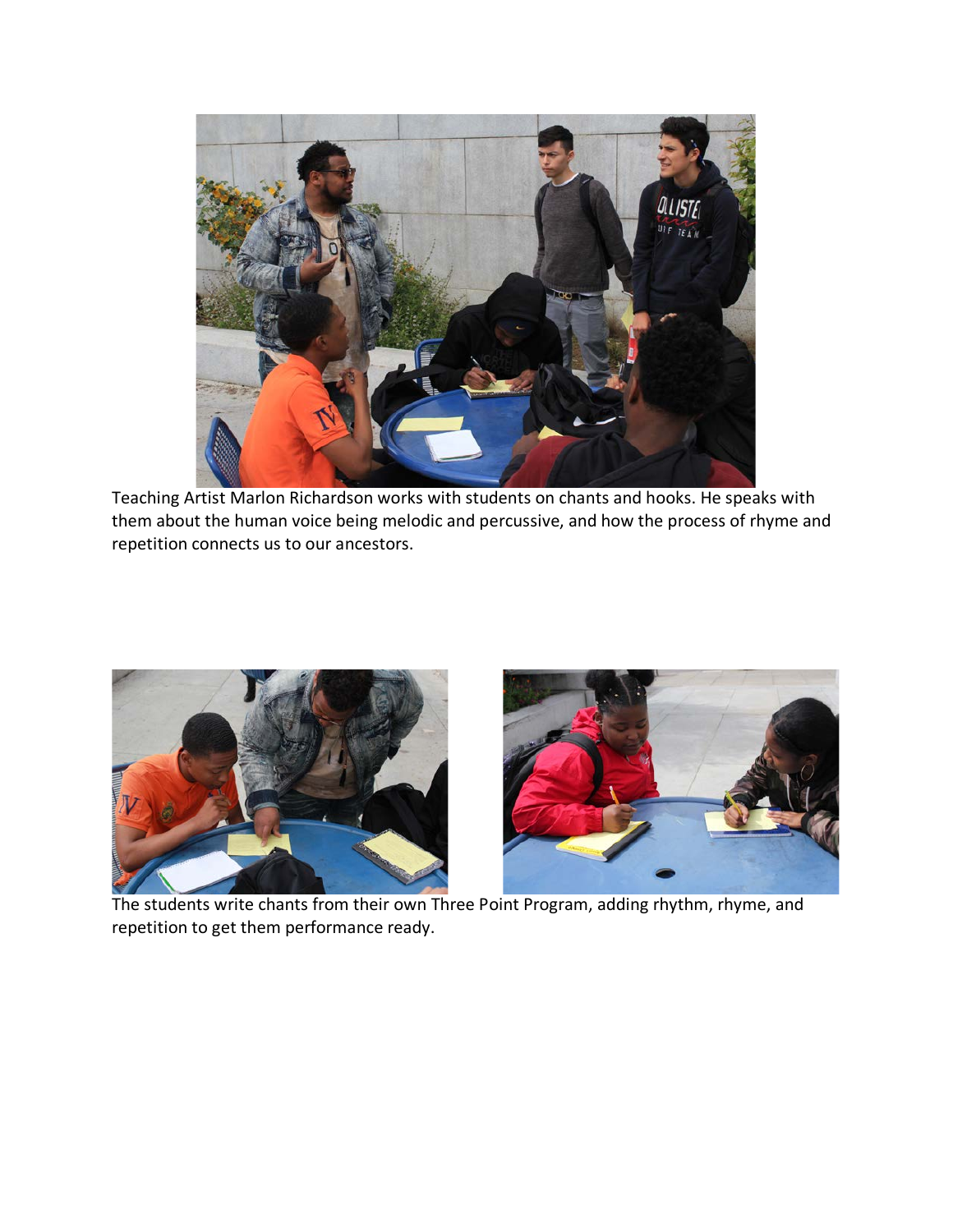Teaching Artist Marlon Richardson works with students on chants and hooks. He speaks with them about the human voice being melodic and percussive, and how the process of rhyme and repetition connects us to our ancestors.

The students write chants from their own Three Point Program, adding rhythm, rhyme, and repetition to get them performance ready.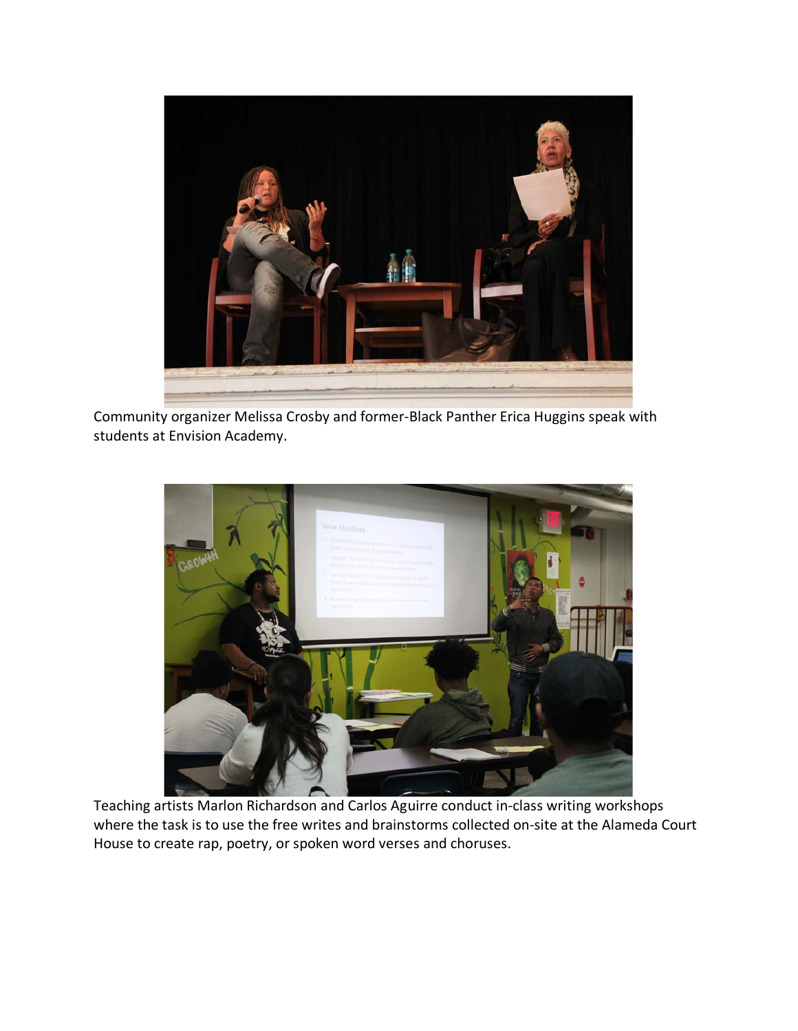Community organizer Melissa Crosby and former-Black Panther Erica Huggins speak with students at Envision Academy.

Teaching artists Marlon Richardson and Carlos Aguirre conduct in-class writing workshops where the task is to use the free writes and brainstorms collected on-site at the Alameda Court House to create rap, poetry, or spoken word verses and choruses.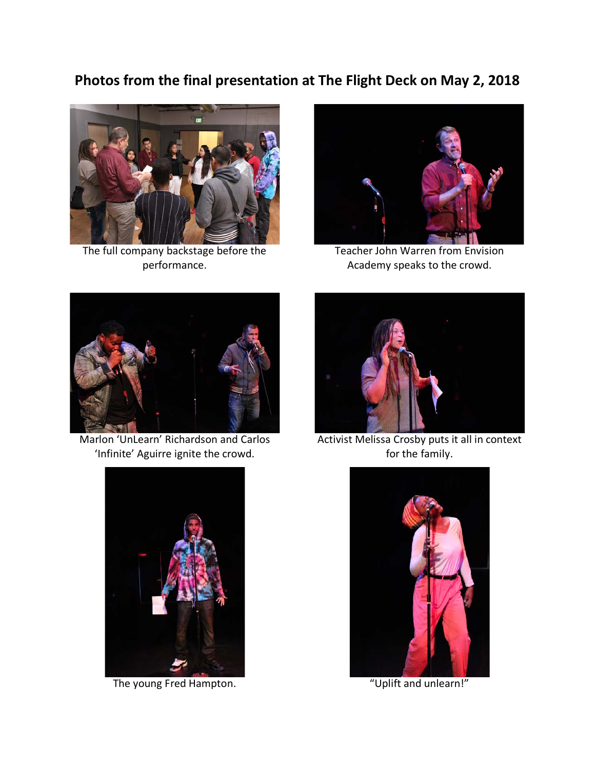# Photos from the final presentation at The Flight Deck on May 2, 2018

The full company backstage before the performance.

Teacher John Warren from Envision Academy speaks to the crowd.

Marlon 'UnLearn' Richardson and Carlos 'Infinite' Aguirre ignite the crowd.

Activist Melissa Crosby puts it all in context for the family.

The young Fred Hampton.

"Uplift and unlearn!"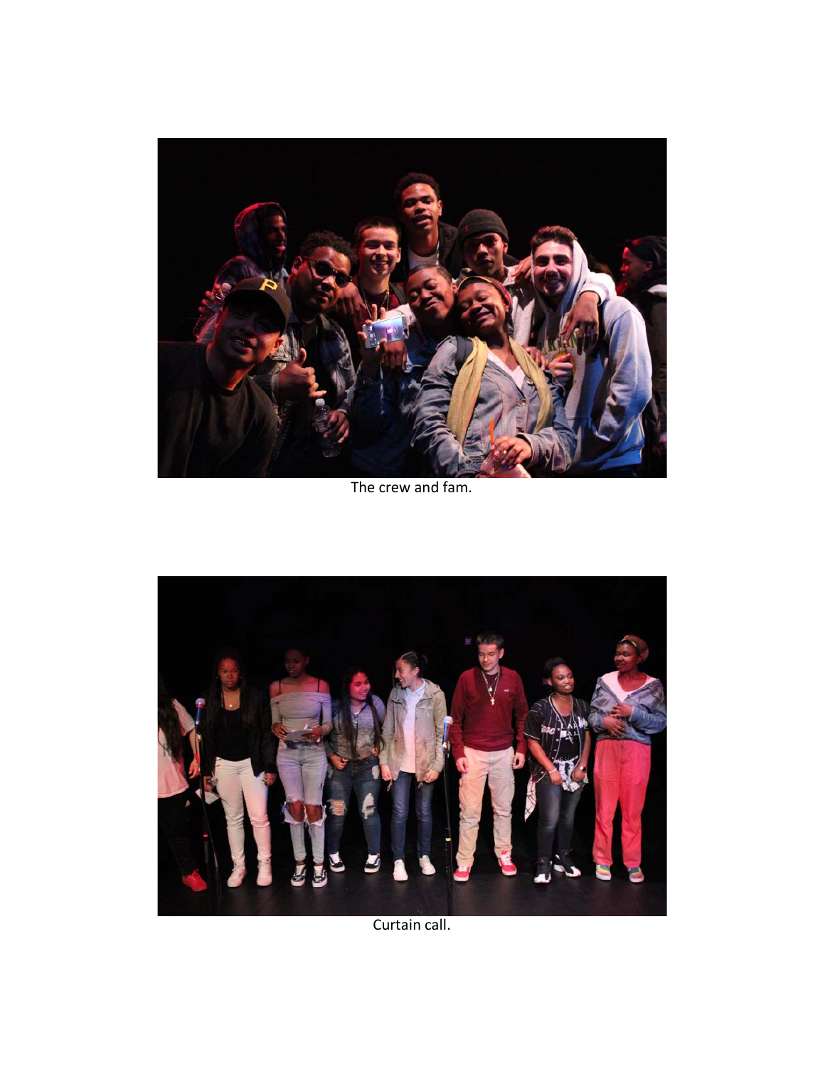The crew and fam.

Curtain call.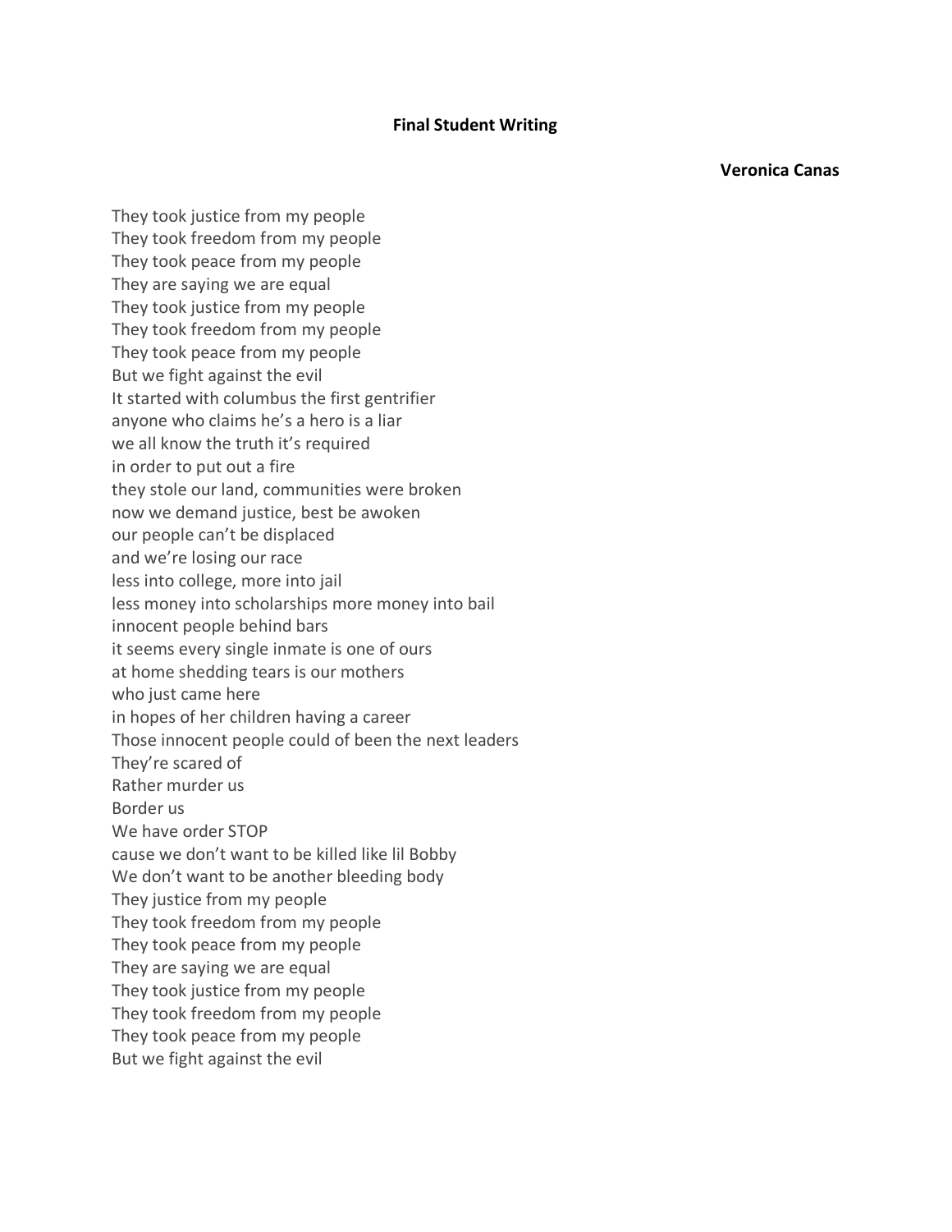**Final Student Writing**

**Veronica Canas**

They took justice from my people  
They took freedom from my people  
They took peace from my people  
They are saying we are equal  
They took justice from my people  
They took freedom from my people  
They took peace from my people  
But we fight against the evil  
It started with columbus the first gentrifier  
anyone who claims he's a hero is a liar  
we all know the truth it's required  
in order to put out a fire  
they stole our land, communities were broken  
now we demand justice, best be awoken  
our people can't be displaced  
and we're losing our race  
less into college, more into jail  
less money into scholarships more money into bail  
innocent people behind bars  
it seems every single inmate is one of ours  
at home shedding tears is our mothers  
who just came here  
in hopes of her children having a career  
Those innocent people could of been the next leaders  
They're scared of  
Rather murder us  
Border us  
We have order STOP  
cause we don't want to be killed like lil Bobby  
We don't want to be another bleeding body  
They justice from my people  
They took freedom from my people  
They took peace from my people  
They are saying we are equal  
They took justice from my people  
They took freedom from my people  
They took peace from my people  
But we fight against the evil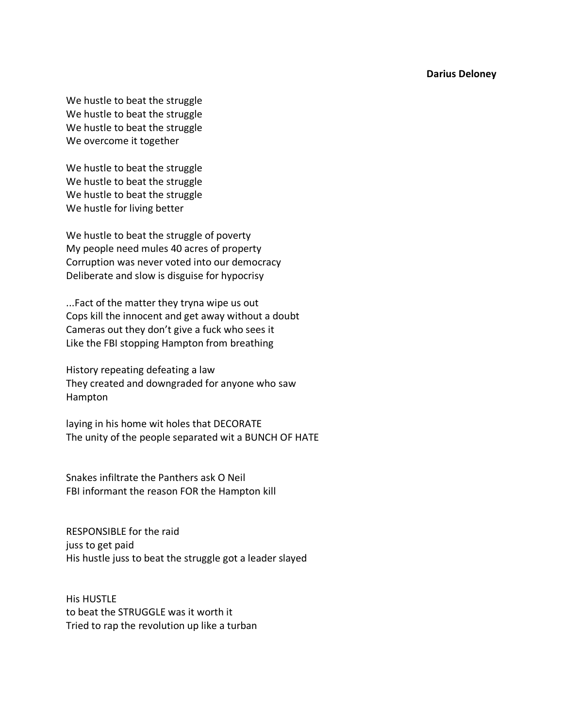**Darius Deloney**

We hustle to beat the struggle  
We hustle to beat the struggle  
We hustle to beat the struggle  
We overcome it together

We hustle to beat the struggle  
We hustle to beat the struggle  
We hustle to beat the struggle  
We hustle for living better

We hustle to beat the struggle of poverty  
My people need mules 40 acres of property  
Corruption was never voted into our democracy  
Deliberate and slow is disguise for hypocrisy

...Fact of the matter they tryna wipe us out  
Cops kill the innocent and get away without a doubt  
Cameras out they don't give a fuck who sees it  
Like the FBI stopping Hampton from breathing

History repeating defeating a law  
They created and downgraded for anyone who saw  
Hampton

laying in his home wit holes that DECORATE  
The unity of the people separated wit a BUNCH OF HATE

Snakes infiltrate the Panthers ask O Neil  
FBI informant the reason FOR the Hampton kill

RESPONSIBLE for the raid  
juss to get paid  
His hustle juss to beat the struggle got a leader slayed

His HUSTLE  
to beat the STRUGGLE was it worth it  
Tried to rap the revolution up like a turban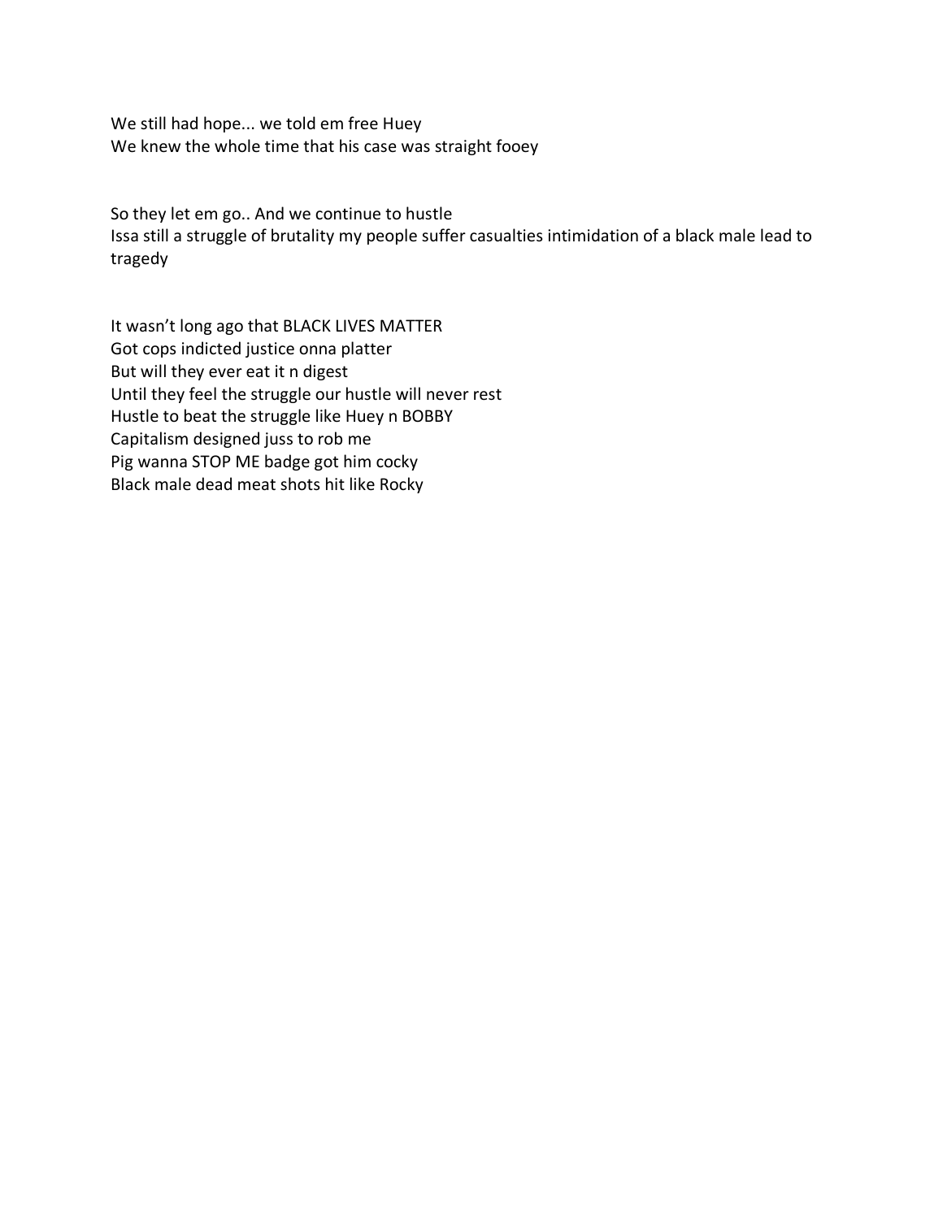We still had hope... we told em free Huey
We knew the whole time that his case was straight fooey

So they let em go.. And we continue to hustle
Issa still a struggle of brutality my people suffer casualties intimidation of a black male lead to tragedy

It wasn't long ago that BLACK LIVES MATTER
Got cops indicted justice onna platter
But will they ever eat it n digest
Until they feel the struggle our hustle will never rest
Hustle to beat the struggle like Huey n BOBBY
Capitalism designed juss to rob me
Pig wanna STOP ME badge got him cocky
Black male dead meat shots hit like Rocky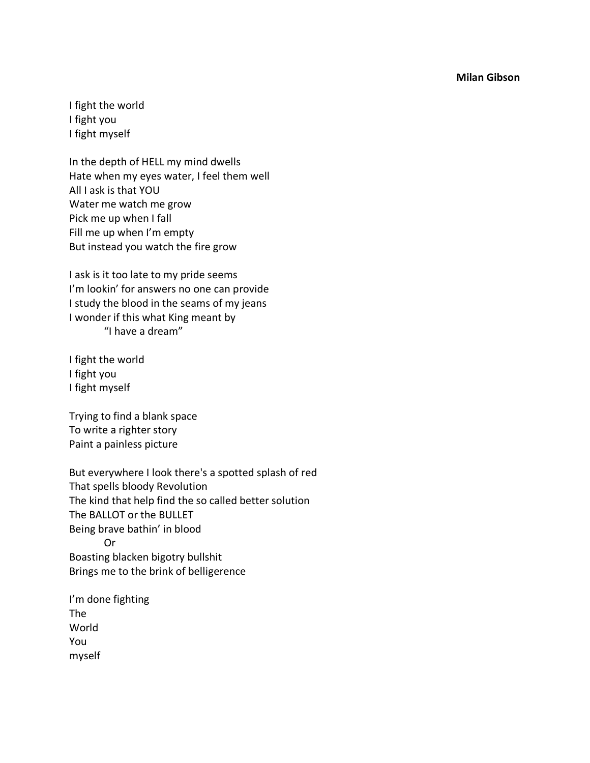**Milan Gibson**

I fight the world  
I fight you  
I fight myself

In the depth of HELL my mind dwells  
Hate when my eyes water, I feel them well  
All I ask is that YOU  
Water me watch me grow  
Pick me up when I fall  
Fill me up when I'm empty  
But instead you watch the fire grow

I ask is it too late to my pride seems  
I'm lookin' for answers no one can provide  
I study the blood in the seams of my jeans  
I wonder if this what King meant by  
&nbsp;&nbsp;&nbsp;&nbsp;&nbsp;&nbsp;&nbsp;&nbsp;"I have a dream"

I fight the world  
I fight you  
I fight myself

Trying to find a blank space  
To write a righter story  
Paint a painless picture

But everywhere I look there's a spotted splash of red  
That spells bloody Revolution  
The kind that help find the so called better solution  
The BALLOT or the BULLET  
Being brave bathin' in blood  
&nbsp;&nbsp;&nbsp;&nbsp;&nbsp;&nbsp;&nbsp;&nbsp;Or  
Boasting blacken bigotry bullshit  
Brings me to the brink of belligerence

I'm done fighting  
The  
World  
You  
myself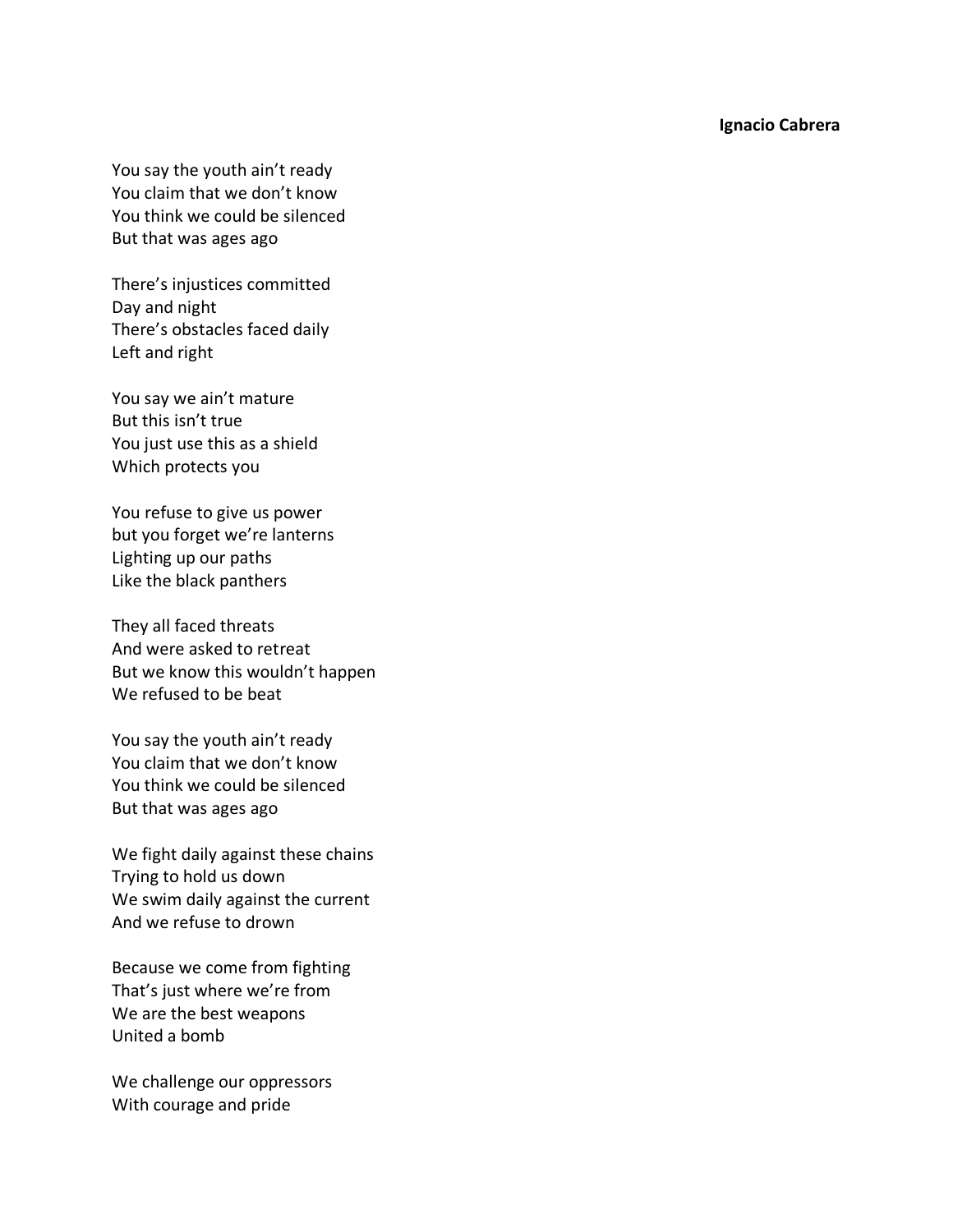**Ignacio Cabrera**

You say the youth ain't ready
You claim that we don't know
You think we could be silenced
But that was ages ago

There's injustices committed
Day and night
There's obstacles faced daily
Left and right

You say we ain't mature
But this isn't true
You just use this as a shield
Which protects you

You refuse to give us power
but you forget we're lanterns
Lighting up our paths
Like the black panthers

They all faced threats
And were asked to retreat
But we know this wouldn't happen
We refused to be beat

You say the youth ain't ready
You claim that we don't know
You think we could be silenced
But that was ages ago

We fight daily against these chains
Trying to hold us down
We swim daily against the current
And we refuse to drown

Because we come from fighting
That's just where we're from
We are the best weapons
United a bomb

We challenge our oppressors
With courage and pride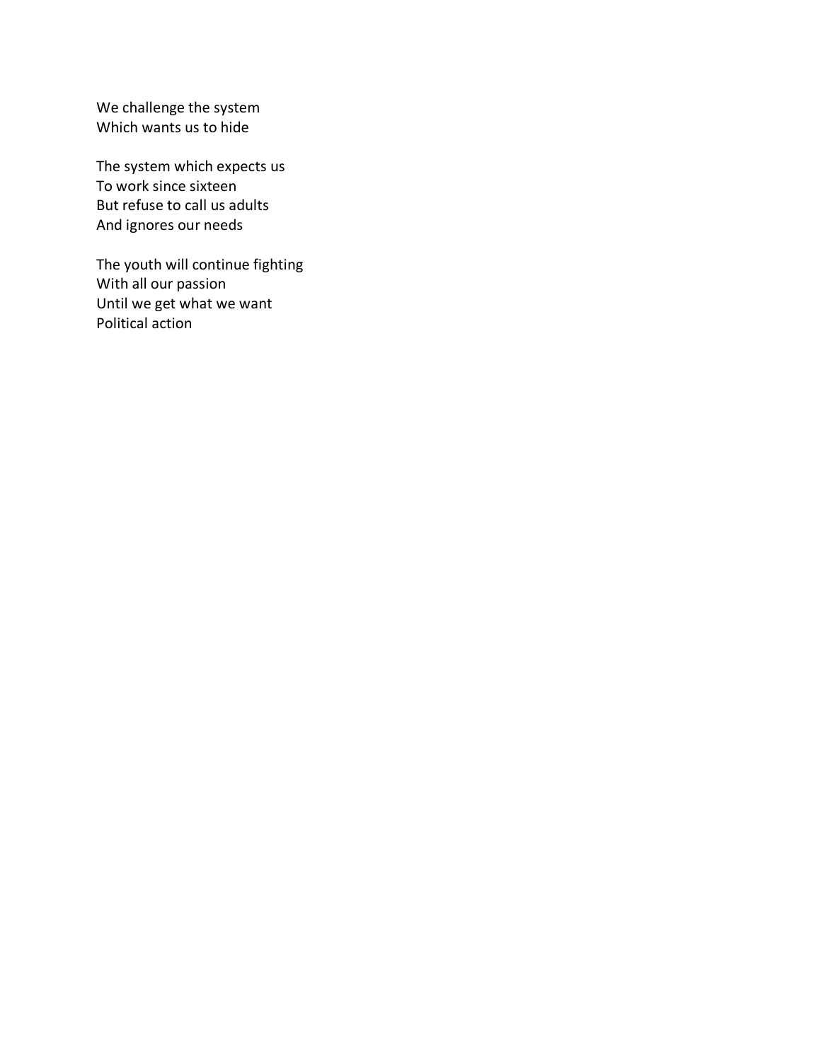We challenge the system  
Which wants us to hide

The system which expects us  
To work since sixteen  
But refuse to call us adults  
And ignores our needs

The youth will continue fighting  
With all our passion  
Until we get what we want  
Political action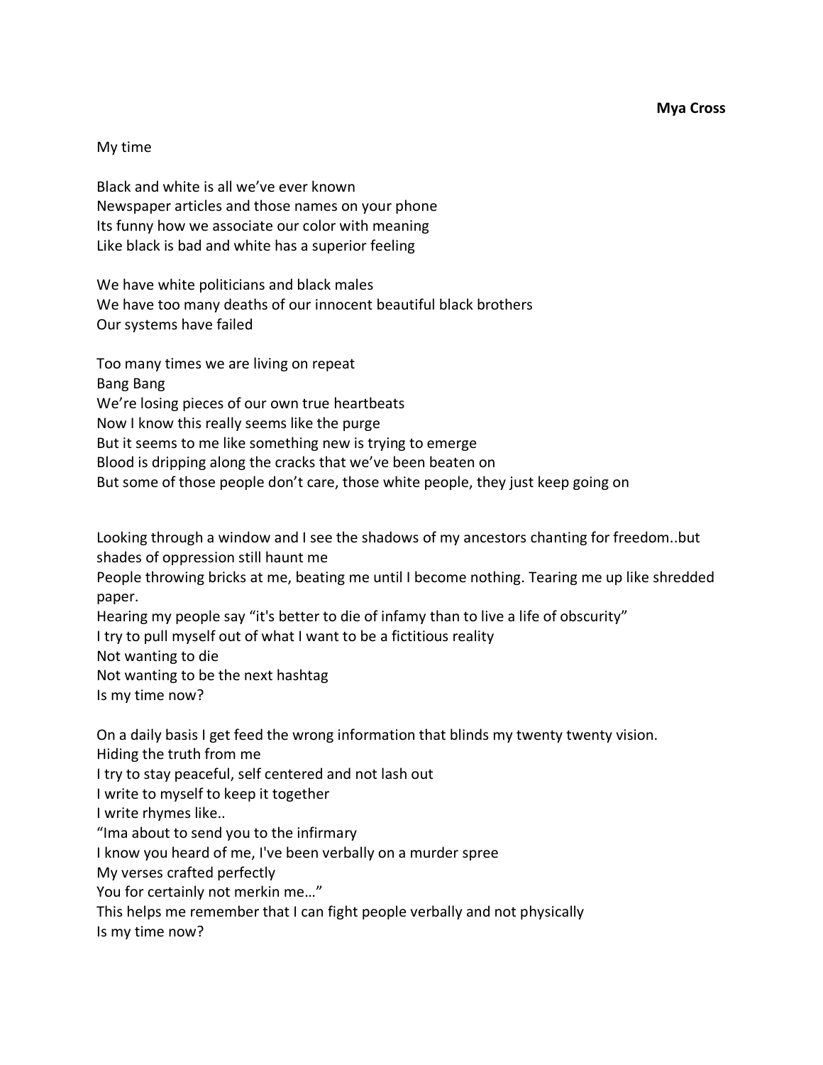**Mya Cross**

My time

Black and white is all we've ever known
Newspaper articles and those names on your phone
Its funny how we associate our color with meaning
Like black is bad and white has a superior feeling

We have white politicians and black males
We have too many deaths of our innocent beautiful black brothers
Our systems have failed

Too many times we are living on repeat
Bang Bang
We're losing pieces of our own true heartbeats
Now I know this really seems like the purge
But it seems to me like something new is trying to emerge
Blood is dripping along the cracks that we've been beaten on
But some of those people don't care, those white people, they just keep going on

Looking through a window and I see the shadows of my ancestors chanting for freedom..but shades of oppression still haunt me
People throwing bricks at me, beating me until I become nothing. Tearing me up like shredded paper.
Hearing my people say "it's better to die of infamy than to live a life of obscurity"
I try to pull myself out of what I want to be a fictitious reality
Not wanting to die
Not wanting to be the next hashtag
Is my time now?

On a daily basis I get feed the wrong information that blinds my twenty twenty vision.
Hiding the truth from me
I try to stay peaceful, self centered and not lash out
I write to myself to keep it together
I write rhymes like..
"Ima about to send you to the infirmary
I know you heard of me, I've been verbally on a murder spree
My verses crafted perfectly
You for certainly not merkin me…"
This helps me remember that I can fight people verbally and not physically
Is my time now?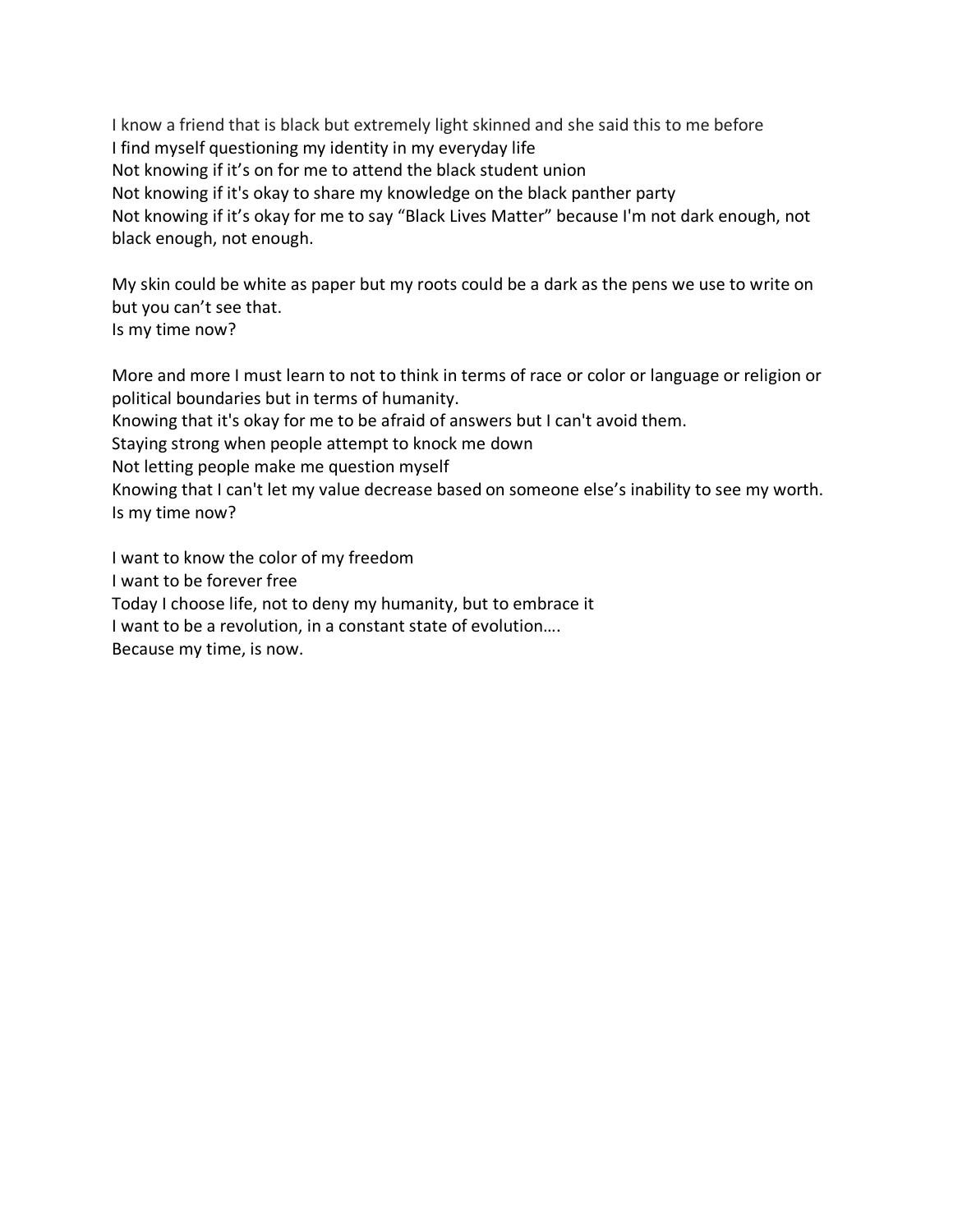I know a friend that is black but extremely light skinned and she said this to me before
I find myself questioning my identity in my everyday life
Not knowing if it's on for me to attend the black student union
Not knowing if it's okay to share my knowledge on the black panther party
Not knowing if it's okay for me to say "Black Lives Matter" because I'm not dark enough, not black enough, not enough.

My skin could be white as paper but my roots could be a dark as the pens we use to write on but you can't see that.
Is my time now?

More and more I must learn to not to think in terms of race or color or language or religion or political boundaries but in terms of humanity.
Knowing that it's okay for me to be afraid of answers but I can't avoid them.
Staying strong when people attempt to knock me down
Not letting people make me question myself
Knowing that I can't let my value decrease based on someone else's inability to see my worth.
Is my time now?

I want to know the color of my freedom
I want to be forever free
Today I choose life, not to deny my humanity, but to embrace it
I want to be a revolution, in a constant state of evolution….
Because my time, is now.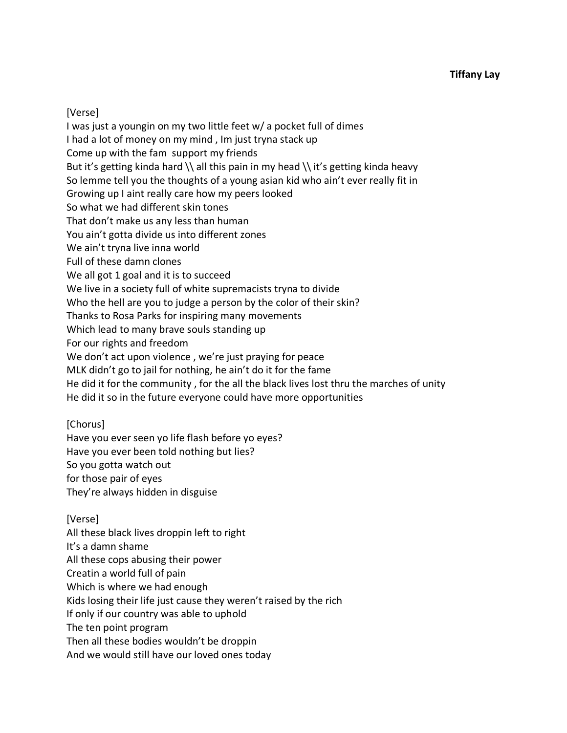**Tiffany Lay**

[Verse]
I was just a youngin on my two little feet w/ a pocket full of dimes
I had a lot of money on my mind , Im just tryna stack up
Come up with the fam  support my friends
But it's getting kinda hard \\ all this pain in my head \\ it's getting kinda heavy
So lemme tell you the thoughts of a young asian kid who ain't ever really fit in
Growing up I aint really care how my peers looked
So what we had different skin tones
That don't make us any less than human
You ain't gotta divide us into different zones
We ain't tryna live inna world
Full of these damn clones
We all got 1 goal and it is to succeed
We live in a society full of white supremacists tryna to divide
Who the hell are you to judge a person by the color of their skin?
Thanks to Rosa Parks for inspiring many movements
Which lead to many brave souls standing up
For our rights and freedom
We don't act upon violence , we're just praying for peace
MLK didn't go to jail for nothing, he ain't do it for the fame
He did it for the community , for the all the black lives lost thru the marches of unity
He did it so in the future everyone could have more opportunities

[Chorus]
Have you ever seen yo life flash before yo eyes?
Have you ever been told nothing but lies?
So you gotta watch out
for those pair of eyes
They're always hidden in disguise

[Verse]
All these black lives droppin left to right
It's a damn shame
All these cops abusing their power
Creatin a world full of pain
Which is where we had enough
Kids losing their life just cause they weren't raised by the rich
If only if our country was able to uphold
The ten point program
Then all these bodies wouldn't be droppin
And we would still have our loved ones today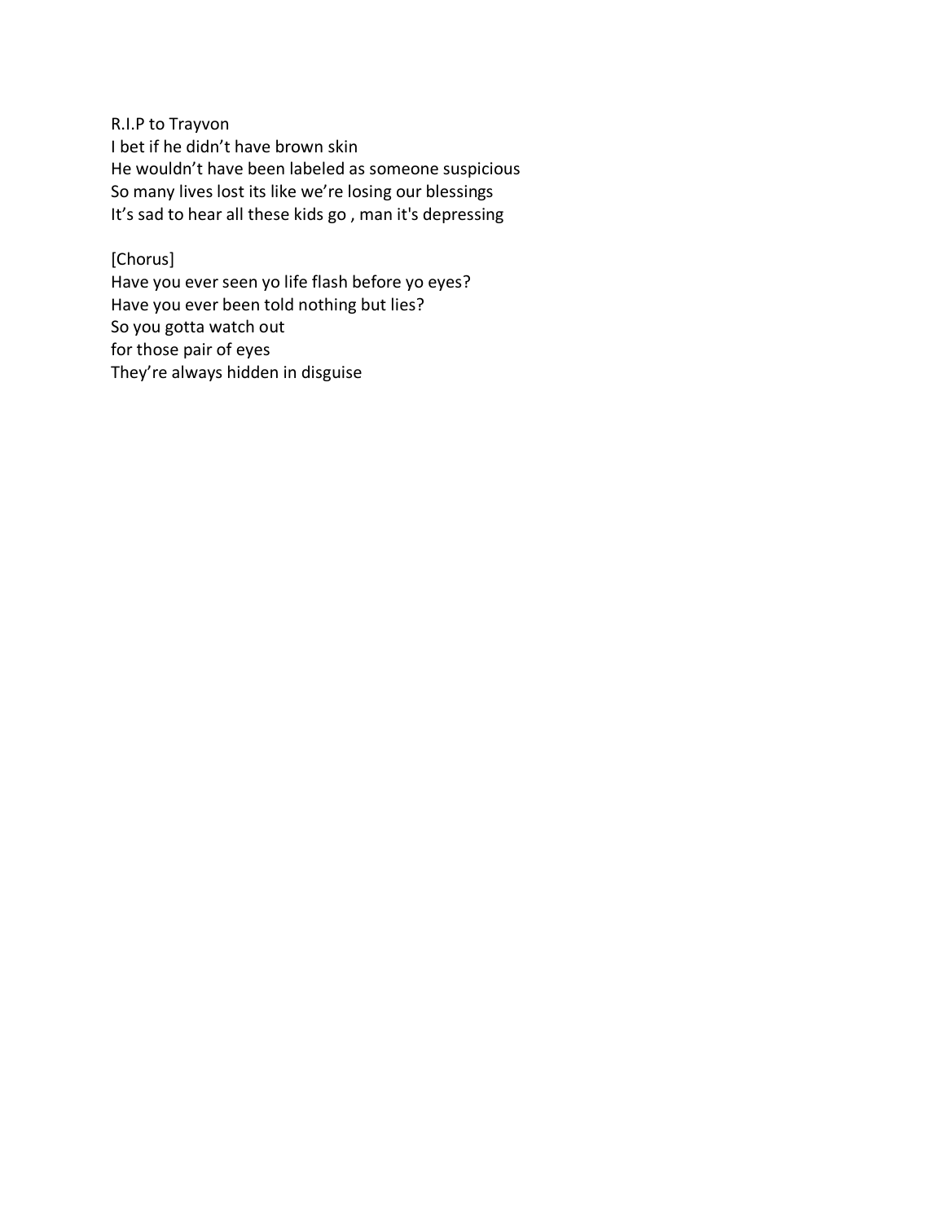R.I.P to Trayvon
I bet if he didn't have brown skin
He wouldn't have been labeled as someone suspicious
So many lives lost its like we're losing our blessings
It's sad to hear all these kids go , man it's depressing

[Chorus]
Have you ever seen yo life flash before yo eyes?
Have you ever been told nothing but lies?
So you gotta watch out
for those pair of eyes
They're always hidden in disguise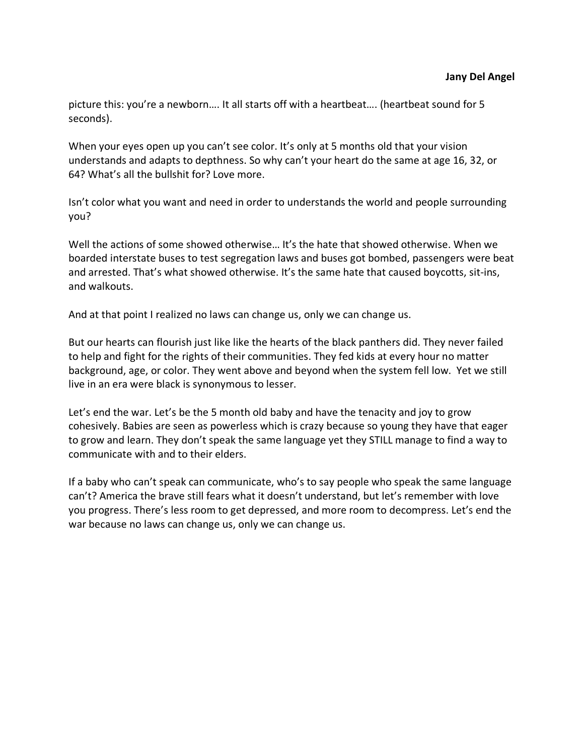**Jany Del Angel**

picture this: you're a newborn…. It all starts off with a heartbeat…. (heartbeat sound for 5 seconds).

When your eyes open up you can't see color. It's only at 5 months old that your vision understands and adapts to depthness. So why can't your heart do the same at age 16, 32, or 64? What's all the bullshit for? Love more.

Isn't color what you want and need in order to understands the world and people surrounding you?

Well the actions of some showed otherwise… It's the hate that showed otherwise. When we boarded interstate buses to test segregation laws and buses got bombed, passengers were beat and arrested. That's what showed otherwise. It's the same hate that caused boycotts, sit-ins, and walkouts.

And at that point I realized no laws can change us, only we can change us.

But our hearts can flourish just like like the hearts of the black panthers did. They never failed to help and fight for the rights of their communities. They fed kids at every hour no matter background, age, or color. They went above and beyond when the system fell low. Yet we still live in an era were black is synonymous to lesser.

Let's end the war. Let's be the 5 month old baby and have the tenacity and joy to grow cohesively. Babies are seen as powerless which is crazy because so young they have that eager to grow and learn. They don't speak the same language yet they STILL manage to find a way to communicate with and to their elders.

If a baby who can't speak can communicate, who's to say people who speak the same language can't? America the brave still fears what it doesn't understand, but let's remember with love you progress. There's less room to get depressed, and more room to decompress. Let's end the war because no laws can change us, only we can change us.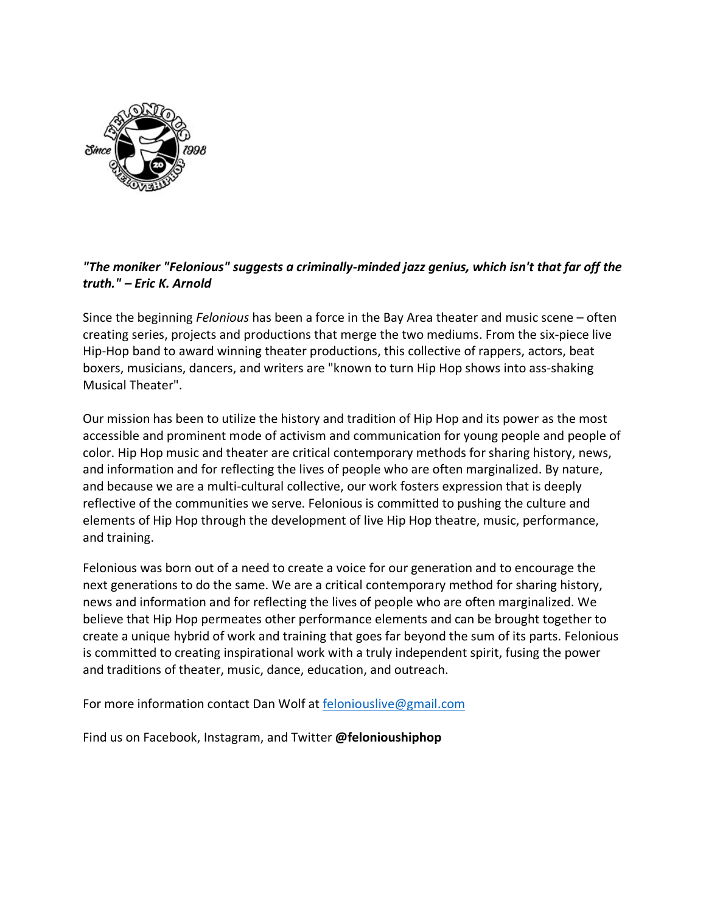***"The moniker "Felonious" suggests a criminally-minded jazz genius, which isn't that far off the truth." – Eric K. Arnold***

Since the beginning *Felonious* has been a force in the Bay Area theater and music scene – often creating series, projects and productions that merge the two mediums. From the six-piece live Hip-Hop band to award winning theater productions, this collective of rappers, actors, beat boxers, musicians, dancers, and writers are "known to turn Hip Hop shows into ass-shaking Musical Theater".

Our mission has been to utilize the history and tradition of Hip Hop and its power as the most accessible and prominent mode of activism and communication for young people and people of color. Hip Hop music and theater are critical contemporary methods for sharing history, news, and information and for reflecting the lives of people who are often marginalized. By nature, and because we are a multi-cultural collective, our work fosters expression that is deeply reflective of the communities we serve. Felonious is committed to pushing the culture and elements of Hip Hop through the development of live Hip Hop theatre, music, performance, and training.

Felonious was born out of a need to create a voice for our generation and to encourage the next generations to do the same. We are a critical contemporary method for sharing history, news and information and for reflecting the lives of people who are often marginalized. We believe that Hip Hop permeates other performance elements and can be brought together to create a unique hybrid of work and training that goes far beyond the sum of its parts. Felonious is committed to creating inspirational work with a truly independent spirit, fusing the power and traditions of theater, music, dance, education, and outreach.

For more information contact Dan Wolf at feloniouslive@gmail.com

Find us on Facebook, Instagram, and Twitter **@felonioushiphop**